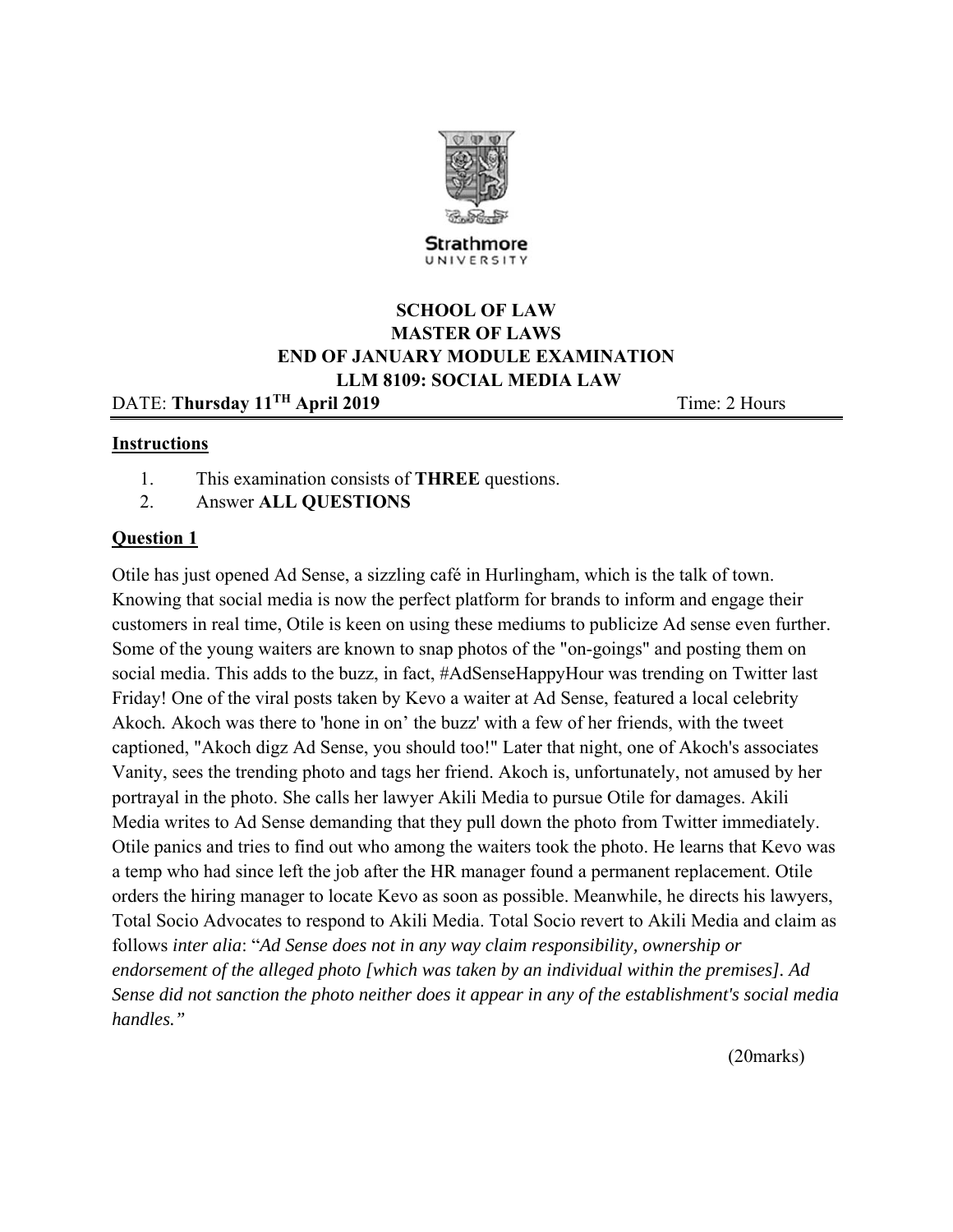Strathmore
UNIVERSITY

**SCHOOL OF LAW**
**MASTER OF LAWS**
**END OF JANUARY MODULE EXAMINATION**
**LLM 8109: SOCIAL MEDIA LAW**

DATE: **Thursday 11TH April 2019** Time: 2 Hours

**Instructions**

1. This examination consists of **THREE** questions.
2. Answer **ALL QUESTIONS**

**Question 1**

Otile has just opened Ad Sense, a sizzling café in Hurlingham, which is the talk of town. Knowing that social media is now the perfect platform for brands to inform and engage their customers in real time, Otile is keen on using these mediums to publicize Ad sense even further. Some of the young waiters are known to snap photos of the "on-goings" and posting them on social media. This adds to the buzz, in fact, #AdSenseHappyHour was trending on Twitter last Friday! One of the viral posts taken by Kevo a waiter at Ad Sense, featured a local celebrity Akoch. Akoch was there to 'hone in on' the buzz' with a few of her friends, with the tweet captioned, "Akoch digz Ad Sense, you should too!" Later that night, one of Akoch's associates Vanity, sees the trending photo and tags her friend. Akoch is, unfortunately, not amused by her portrayal in the photo. She calls her lawyer Akili Media to pursue Otile for damages. Akili Media writes to Ad Sense demanding that they pull down the photo from Twitter immediately. Otile panics and tries to find out who among the waiters took the photo. He learns that Kevo was a temp who had since left the job after the HR manager found a permanent replacement. Otile orders the hiring manager to locate Kevo as soon as possible. Meanwhile, he directs his lawyers, Total Socio Advocates to respond to Akili Media. Total Socio revert to Akili Media and claim as follows *inter alia*: "*Ad Sense does not in any way claim responsibility, ownership or endorsement of the alleged photo [which was taken by an individual within the premises]. Ad Sense did not sanction the photo neither does it appear in any of the establishment's social media handles.*"

(20marks)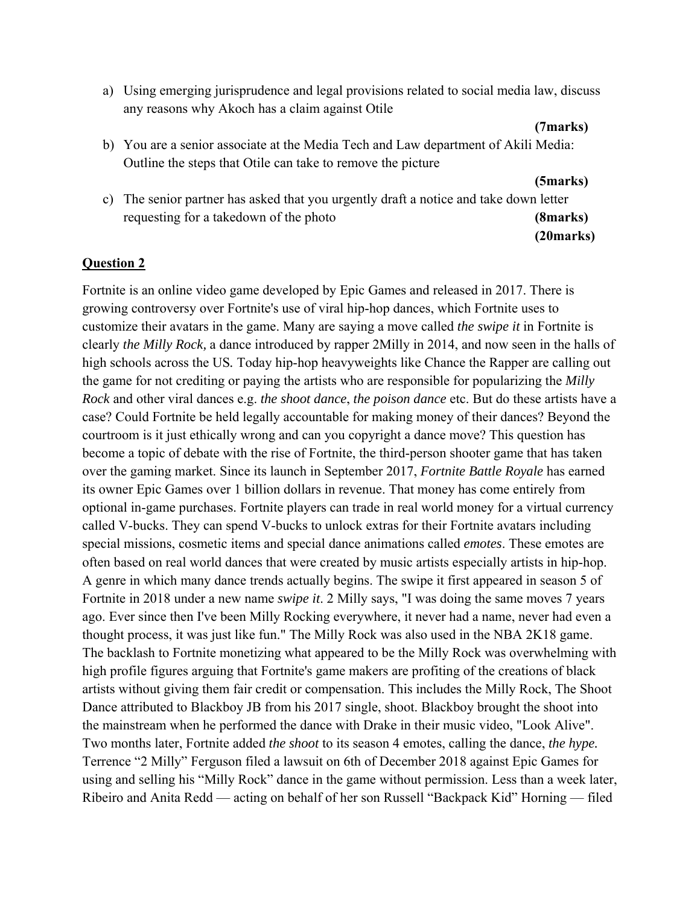a) Using emerging jurisprudence and legal provisions related to social media law, discuss any reasons why Akoch has a claim against Otile

**(7marks)**

b) You are a senior associate at the Media Tech and Law department of Akili Media: Outline the steps that Otile can take to remove the picture

**(5marks)**

c) The senior partner has asked that you urgently draft a notice and take down letter requesting for a takedown of the photo **(8marks)**

**(20marks)**

**Question 2**

Fortnite is an online video game developed by Epic Games and released in 2017. There is growing controversy over Fortnite's use of viral hip-hop dances, which Fortnite uses to customize their avatars in the game. Many are saying a move called *the swipe it* in Fortnite is clearly *the Milly Rock,* a dance introduced by rapper 2Milly in 2014, and now seen in the halls of high schools across the US. Today hip-hop heavyweights like Chance the Rapper are calling out the game for not crediting or paying the artists who are responsible for popularizing the *Milly Rock* and other viral dances e.g. *the shoot dance*, *the poison dance* etc. But do these artists have a case? Could Fortnite be held legally accountable for making money of their dances? Beyond the courtroom is it just ethically wrong and can you copyright a dance move? This question has become a topic of debate with the rise of Fortnite, the third-person shooter game that has taken over the gaming market. Since its launch in September 2017, *Fortnite Battle Royale* has earned its owner Epic Games over 1 billion dollars in revenue. That money has come entirely from optional in-game purchases. Fortnite players can trade in real world money for a virtual currency called V-bucks. They can spend V-bucks to unlock extras for their Fortnite avatars including special missions, cosmetic items and special dance animations called *emotes*. These emotes are often based on real world dances that were created by music artists especially artists in hip-hop. A genre in which many dance trends actually begins. The swipe it first appeared in season 5 of Fortnite in 2018 under a new name *swipe it*. 2 Milly says, "I was doing the same moves 7 years ago. Ever since then I've been Milly Rocking everywhere, it never had a name, never had even a thought process, it was just like fun." The Milly Rock was also used in the NBA 2K18 game. The backlash to Fortnite monetizing what appeared to be the Milly Rock was overwhelming with high profile figures arguing that Fortnite's game makers are profiting of the creations of black artists without giving them fair credit or compensation. This includes the Milly Rock, The Shoot Dance attributed to Blackboy JB from his 2017 single, shoot. Blackboy brought the shoot into the mainstream when he performed the dance with Drake in their music video, "Look Alive". Two months later, Fortnite added *the shoot* to its season 4 emotes, calling the dance, *the hype.* Terrence "2 Milly" Ferguson filed a lawsuit on 6th of December 2018 against Epic Games for using and selling his "Milly Rock" dance in the game without permission. Less than a week later, Ribeiro and Anita Redd — acting on behalf of her son Russell "Backpack Kid" Horning — filed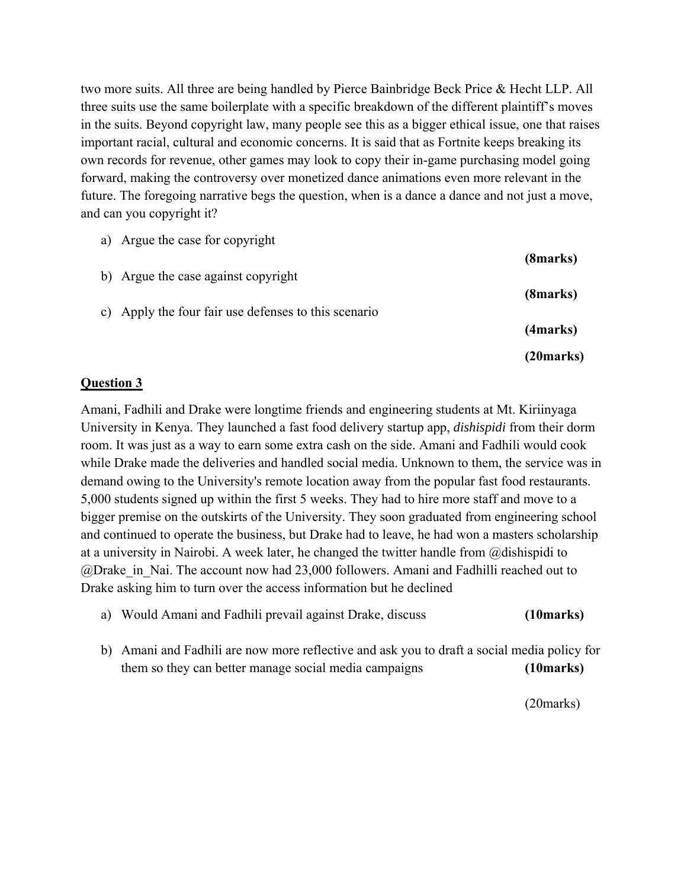two more suits. All three are being handled by Pierce Bainbridge Beck Price & Hecht LLP. All three suits use the same boilerplate with a specific breakdown of the different plaintiff's moves in the suits. Beyond copyright law, many people see this as a bigger ethical issue, one that raises important racial, cultural and economic concerns. It is said that as Fortnite keeps breaking its own records for revenue, other games may look to copy their in-game purchasing model going forward, making the controversy over monetized dance animations even more relevant in the future. The foregoing narrative begs the question, when is a dance a dance and not just a move, and can you copyright it?

a) Argue the case for copyright **(8marks)**

b) Argue the case against copyright **(8marks)**

c) Apply the four fair use defenses to this scenario **(4marks)**

**(20marks)**

## Question 3

Amani, Fadhili and Drake were longtime friends and engineering students at Mt. Kiriinyaga University in Kenya. They launched a fast food delivery startup app, *dishispidi* from their dorm room. It was just as a way to earn some extra cash on the side. Amani and Fadhili would cook while Drake made the deliveries and handled social media. Unknown to them, the service was in demand owing to the University's remote location away from the popular fast food restaurants. 5,000 students signed up within the first 5 weeks. They had to hire more staff and move to a bigger premise on the outskirts of the University. They soon graduated from engineering school and continued to operate the business, but Drake had to leave, he had won a masters scholarship at a university in Nairobi. A week later, he changed the twitter handle from @dishispidi to @Drake_in_Nai. The account now had 23,000 followers. Amani and Fadhilli reached out to Drake asking him to turn over the access information but he declined

a) Would Amani and Fadhili prevail against Drake, discuss **(10marks)**

b) Amani and Fadhili are now more reflective and ask you to draft a social media policy for them so they can better manage social media campaigns **(10marks)**

(20marks)